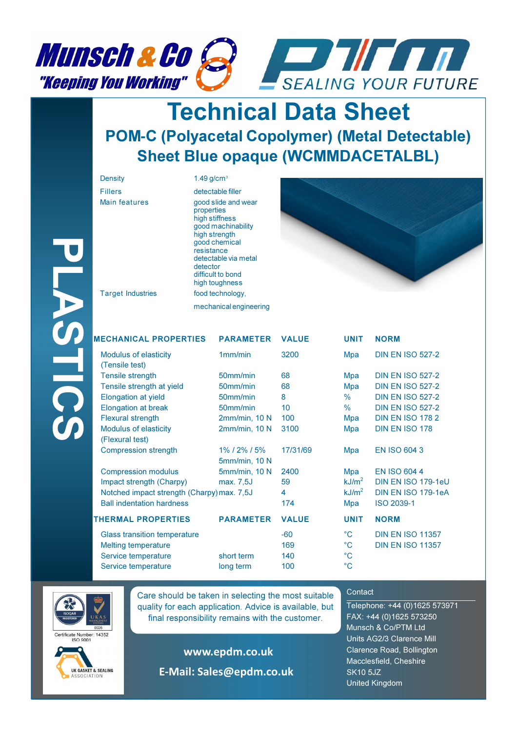Munsch & Co "Keeping You Working"

PTM SEALING YOUR FUTURE

# Technical Data Sheet

## POM-C (Polyacetal Copolymer) (Metal Detectable) Sheet Blue opaque (WCMMDACETALBL)

PLASTICS

| | |
|---|---|
| Density | 1.49 g/cm³ |
| Fillers | detectable filler |
| Main features | good slide and wear properties<br>high stiffness<br>good machinability<br>high strength<br>good chemical resistance<br>detectable via metal detector<br>difficult to bond<br>high toughness |
| Target Industries | food technology,<br>mechanical engineering |

| MECHANICAL PROPERTIES | PARAMETER | VALUE | UNIT | NORM |
|---|---|---|---|---|
| Modulus of elasticity (Tensile test) | 1mm/min | 3200 | Mpa | DIN EN ISO 527-2 |
| Tensile strength | 50mm/min | 68 | Mpa | DIN EN ISO 527-2 |
| Tensile strength at yield | 50mm/min | 68 | Mpa | DIN EN ISO 527-2 |
| Elongation at yield | 50mm/min | 8 | % | DIN EN ISO 527-2 |
| Elongation at break | 50mm/min | 10 | % | DIN EN ISO 527-2 |
| Flexural strength | 2mm/min, 10 N | 100 | Mpa | DIN EN ISO 178 2 |
| Modulus of elasticity (Flexural test) | 2mm/min, 10 N | 3100 | Mpa | DIN EN ISO 178 |
| Compression strength | 1% / 2% / 5% 5mm/min, 10 N | 17/31/69 | Mpa | EN ISO 604 3 |
| Compression modulus | 5mm/min, 10 N | 2400 | Mpa | EN ISO 604 4 |
| Impact strength (Charpy) | max. 7,5J | 59 | $kJ/m^2$ | DIN EN ISO 179-1eU |
| Notched impact strength (Charpy) | max. 7,5J | 4 | $kJ/m^2$ | DIN EN ISO 179-1eA |
| Ball indentation hardness | | 174 | Mpa | ISO 2039-1 |

| THERMAL PROPERTIES | PARAMETER | VALUE | UNIT | NORM |
|---|---|---|---|---|
| Glass transition temperature | | -60 | °C | DIN EN ISO 11357 |
| Melting temperature | | 169 | °C | DIN EN ISO 11357 |
| Service temperature | short term | 140 | °C | |
| Service temperature | long term | 100 | °C | |

ISOQAR REGISTERED — UKAS MANAGEMENT SYSTEMS 0026

Certificate Number: 14352 ISO 9001

UK GASKET & SEALING ASSOCIATION

Care should be taken in selecting the most suitable quality for each application. Advice is available, but final responsibility remains with the customer.

**www.epdm.co.uk**

**E-Mail: Sales@epdm.co.uk**

Contact

Telephone: +44 (0)1625 573971
FAX: +44 (0)1625 573250
Munsch & Co/PTM Ltd
Units AG2/3 Clarence Mill
Clarence Road, Bollington
Macclesfield, Cheshire
SK10 5JZ
United Kingdom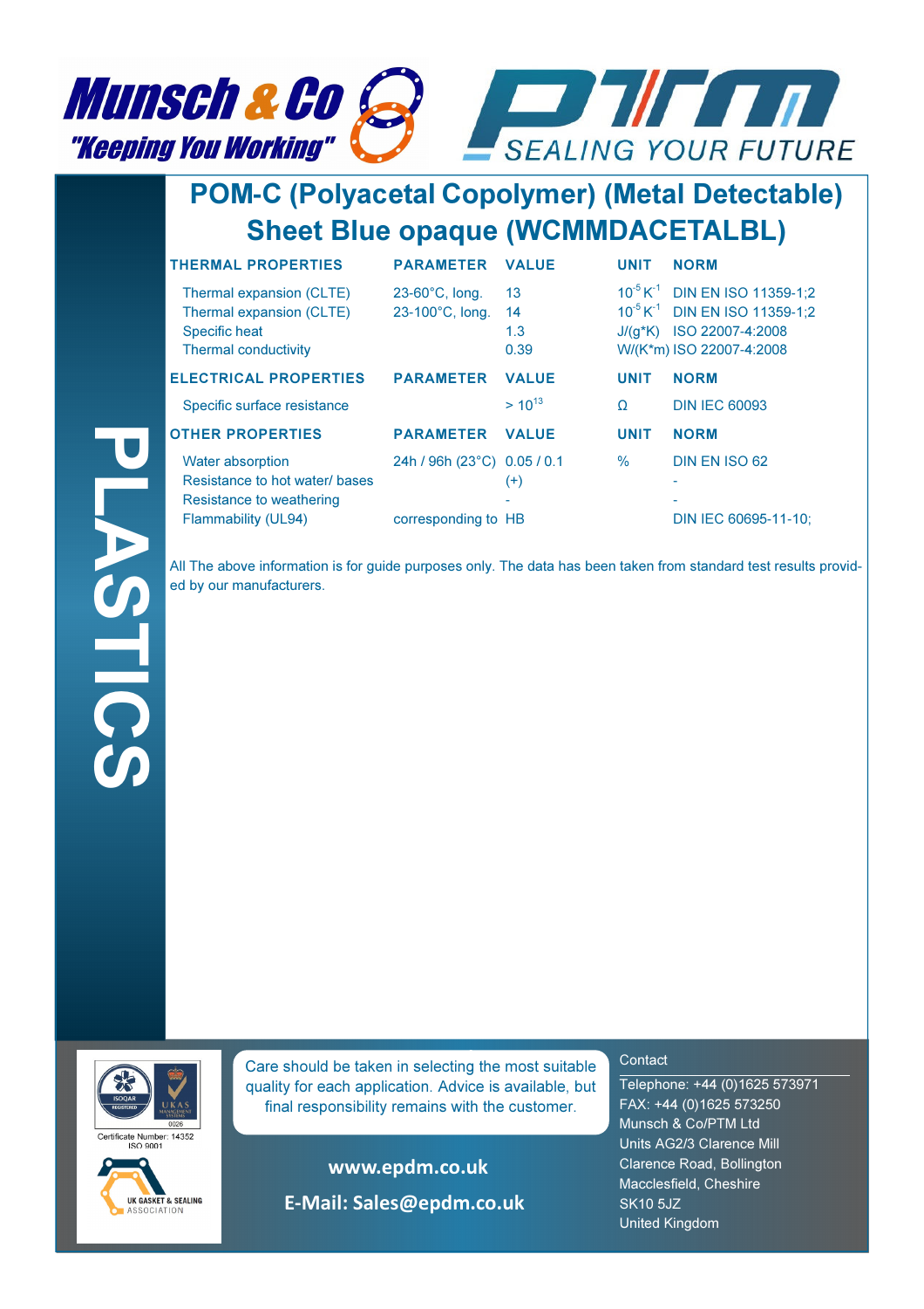# POM-C (Polyacetal Copolymer) (Metal Detectable) Sheet Blue opaque (WCMMDACETALBL)

| THERMAL PROPERTIES | PARAMETER | VALUE | UNIT | NORM |
|---|---|---|---|---|
| Thermal expansion (CLTE) | 23-60°C, long. | 13 | $10^{-5}$ $K^{-1}$ | DIN EN ISO 11359-1;2 |
| Thermal expansion (CLTE) | 23-100°C, long. | 14 | $10^{-5}$ $K^{-1}$ | DIN EN ISO 11359-1;2 |
| Specific heat | | 1.3 | J/(g*K) | ISO 22007-4:2008 |
| Thermal conductivity | | 0.39 | W/(K*m) | ISO 22007-4:2008 |

| ELECTRICAL PROPERTIES | PARAMETER | VALUE | UNIT | NORM |
|---|---|---|---|---|
| Specific surface resistance | | > $10^{13}$ | Ω | DIN IEC 60093 |

| OTHER PROPERTIES | PARAMETER | VALUE | UNIT | NORM |
|---|---|---|---|---|
| Water absorption | 24h / 96h (23°C) | 0.05 / 0.1 | % | DIN EN ISO 62 |
| Resistance to hot water/ bases | | (+) | | - |
| Resistance to weathering | | - | | - |
| Flammability (UL94) | corresponding to | HB | | DIN IEC 60695-11-10; |

All The above information is for guide purposes only. The data has been taken from standard test results provided by our manufacturers.

PLASTICS

Certificate Number: 14352
ISO 9001

UK GASKET & SEALING ASSOCIATION

Care should be taken in selecting the most suitable quality for each application. Advice is available, but final responsibility remains with the customer.

www.epdm.co.uk

E-Mail: Sales@epdm.co.uk

Contact

Telephone: +44 (0)1625 573971
FAX: +44 (0)1625 573250
Munsch & Co/PTM Ltd
Units AG2/3 Clarence Mill
Clarence Road, Bollington
Macclesfield, Cheshire
SK10 5JZ
United Kingdom